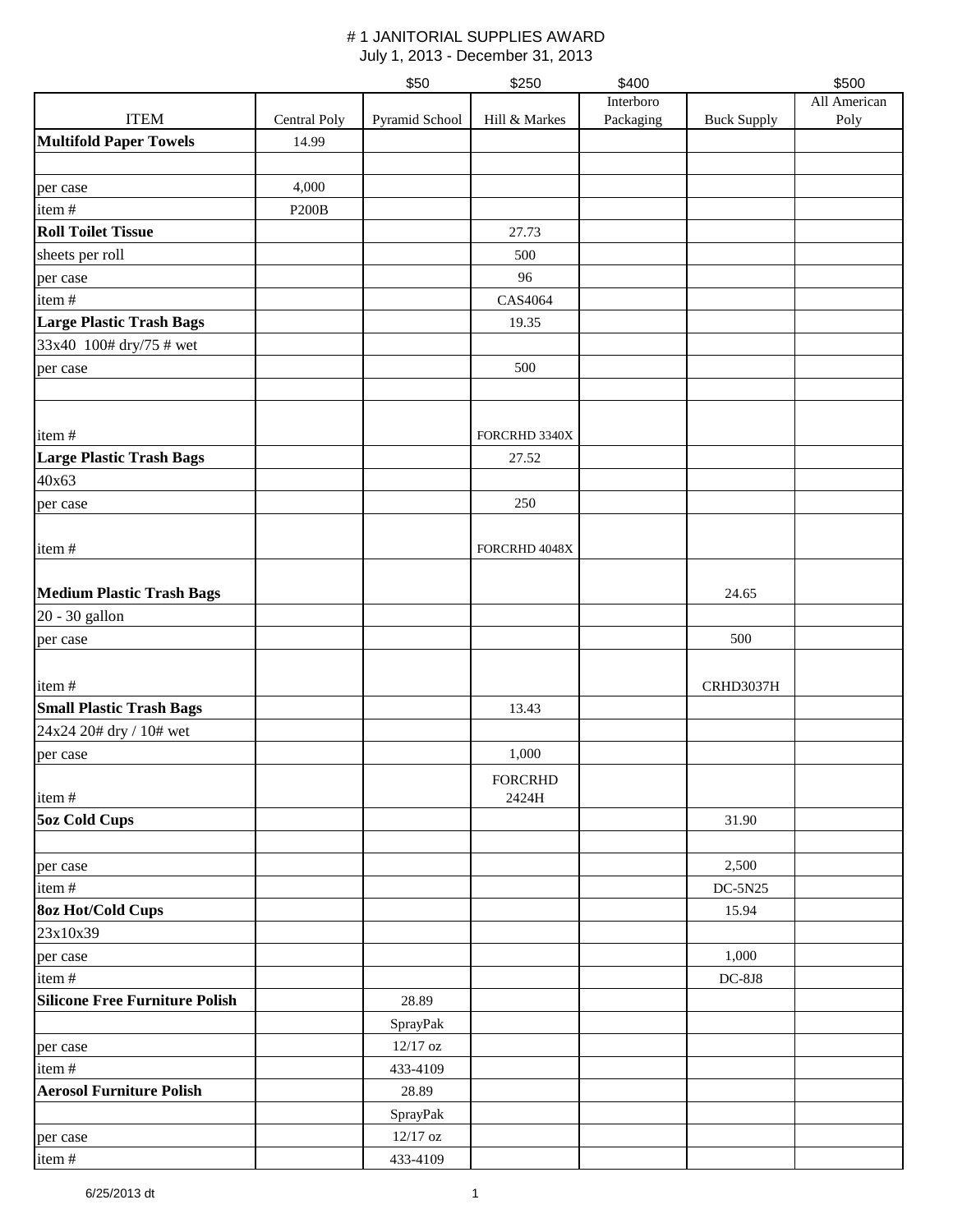# # 1 JANITORIAL SUPPLIES AWARD

July 1, 2013 - December 31, 2013

| ITEM | Central Poly | Pyramid School | Hill & Markes | Interboro Packaging | Buck Supply | All American Poly |
|---|---|---|---|---|---|---|
| | | $50 | $250 | $400 | | $500 |
| **Multifold Paper Towels** | 14.99 | | | | | |
| | | | | | | |
| per case | 4,000 | | | | | |
| item # | P200B | | | | | |
| **Roll Toilet Tissue** | | | 27.73 | | | |
| sheets per roll | | | 500 | | | |
| per case | | | 96 | | | |
| item # | | | CAS4064 | | | |
| **Large Plastic Trash Bags** | | | 19.35 | | | |
| 33x40 100# dry/75 # wet | | | | | | |
| per case | | | 500 | | | |
| | | | | | | |
| item # | | | FORCRHD 3340X | | | |
| **Large Plastic Trash Bags** | | | 27.52 | | | |
| 40x63 | | | | | | |
| per case | | | 250 | | | |
| item # | | | FORCRHD 4048X | | | |
| **Medium Plastic Trash Bags** | | | | | 24.65 | |
| 20 - 30 gallon | | | | | | |
| per case | | | | | 500 | |
| item # | | | | | CRHD3037H | |
| **Small Plastic Trash Bags** | | | 13.43 | | | |
| 24x24 20# dry / 10# wet | | | | | | |
| per case | | | 1,000 | | | |
| item # | | | FORCRHD 2424H | | | |
| **5oz Cold Cups** | | | | | 31.90 | |
| | | | | | | |
| per case | | | | | 2,500 | |
| item # | | | | | DC-5N25 | |
| **8oz Hot/Cold Cups** | | | | | 15.94 | |
| 23x10x39 | | | | | | |
| per case | | | | | 1,000 | |
| item # | | | | | DC-8J8 | |
| **Silicone Free Furniture Polish** | | 28.89 | | | | |
| | | SprayPak | | | | |
| per case | | 12/17 oz | | | | |
| item # | | 433-4109 | | | | |
| **Aerosol Furniture Polish** | | 28.89 | | | | |
| | | SprayPak | | | | |
| per case | | 12/17 oz | | | | |
| item # | | 433-4109 | | | | |

6/25/2013 dt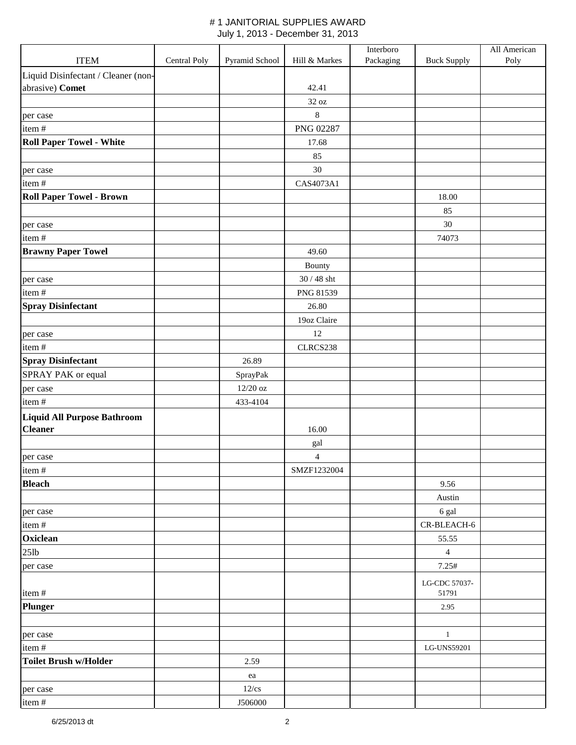# # 1 JANITORIAL SUPPLIES AWARD

July 1, 2013 - December 31, 2013

| ITEM | Central Poly | Pyramid School | Hill & Markes | Interboro Packaging | Buck Supply | All American Poly |
|---|---|---|---|---|---|---|
| Liquid Disinfectant / Cleaner (non-abrasive) **Comet** | | | 42.41 | | | |
| | | | 32 oz | | | |
| per case | | | 8 | | | |
| item # | | | PNG 02287 | | | |
| **Roll Paper Towel - White** | | | 17.68 | | | |
| | | | 85 | | | |
| per case | | | 30 | | | |
| item # | | | CAS4073A1 | | | |
| **Roll Paper Towel - Brown** | | | | | 18.00 | |
| | | | | | 85 | |
| per case | | | | | 30 | |
| item # | | | | | 74073 | |
| **Brawny Paper Towel** | | | 49.60 | | | |
| | | | Bounty | | | |
| per case | | | 30 / 48 sht | | | |
| item # | | | PNG 81539 | | | |
| **Spray Disinfectant** | | | 26.80 | | | |
| | | | 19oz Claire | | | |
| per case | | | 12 | | | |
| item # | | | CLRCS238 | | | |
| **Spray Disinfectant** | | 26.89 | | | | |
| SPRAY PAK or equal | | SprayPak | | | | |
| per case | | 12/20 oz | | | | |
| item # | | 433-4104 | | | | |
| **Liquid All Purpose Bathroom Cleaner** | | | 16.00 | | | |
| | | | gal | | | |
| per case | | | 4 | | | |
| item # | | | SMZF1232004 | | | |
| **Bleach** | | | | | 9.56 | |
| | | | | | Austin | |
| per case | | | | | 6 gal | |
| item # | | | | | CR-BLEACH-6 | |
| **Oxiclean** | | | | | 55.55 | |
| 25lb | | | | | 4 | |
| per case | | | | | 7.25# | |
| item # | | | | | LG-CDC 57037-51791 | |
| **Plunger** | | | | | 2.95 | |
| | | | | | | |
| per case | | | | | 1 | |
| item # | | | | | LG-UNS59201 | |
| **Toilet Brush w/Holder** | | 2.59 | | | | |
| | | ea | | | | |
| per case | | 12/cs | | | | |
| item # | | J506000 | | | | |

6/25/2013 dt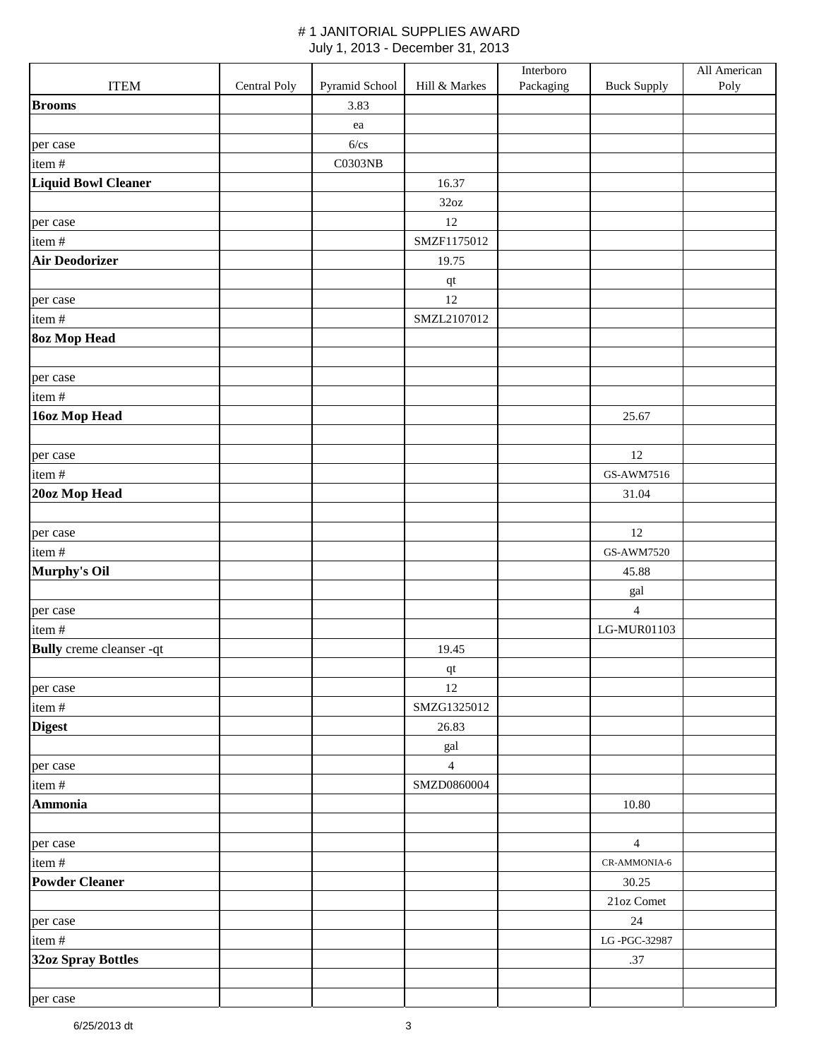# # 1 JANITORIAL SUPPLIES AWARD

July 1, 2013 - December 31, 2013

| ITEM | Central Poly | Pyramid School | Hill & Markes | Interboro Packaging | Buck Supply | All American Poly |
|---|---|---|---|---|---|---|
| **Brooms** | | 3.83 | | | | |
| | | ea | | | | |
| per case | | 6/cs | | | | |
| item # | | C0303NB | | | | |
| **Liquid Bowl Cleaner** | | | 16.37 | | | |
| | | | 32oz | | | |
| per case | | | 12 | | | |
| item # | | | SMZF1175012 | | | |
| **Air Deodorizer** | | | 19.75 | | | |
| | | | qt | | | |
| per case | | | 12 | | | |
| item # | | | SMZL2107012 | | | |
| **8oz Mop Head** | | | | | | |
| | | | | | | |
| per case | | | | | | |
| item # | | | | | | |
| **16oz Mop Head** | | | | | 25.67 | |
| | | | | | | |
| per case | | | | | 12 | |
| item # | | | | | GS-AWM7516 | |
| **20oz Mop Head** | | | | | 31.04 | |
| | | | | | | |
| per case | | | | | 12 | |
| item # | | | | | GS-AWM7520 | |
| **Murphy's Oil** | | | | | 45.88 | |
| | | | | | gal | |
| per case | | | | | 4 | |
| item # | | | | | LG-MUR01103 | |
| **Bully** creme cleanser -qt | | | 19.45 | | | |
| | | | qt | | | |
| per case | | | 12 | | | |
| item # | | | SMZG1325012 | | | |
| **Digest** | | | 26.83 | | | |
| | | | gal | | | |
| per case | | | 4 | | | |
| item # | | | SMZD0860004 | | | |
| **Ammonia** | | | | | 10.80 | |
| | | | | | | |
| per case | | | | | 4 | |
| item # | | | | | CR-AMMONIA-6 | |
| **Powder Cleaner** | | | | | 30.25 | |
| | | | | | 21oz Comet | |
| per case | | | | | 24 | |
| item # | | | | | LG -PGC-32987 | |
| **32oz Spray Bottles** | | | | | .37 | |
| | | | | | | |
| per case | | | | | | |

6/25/2013 dt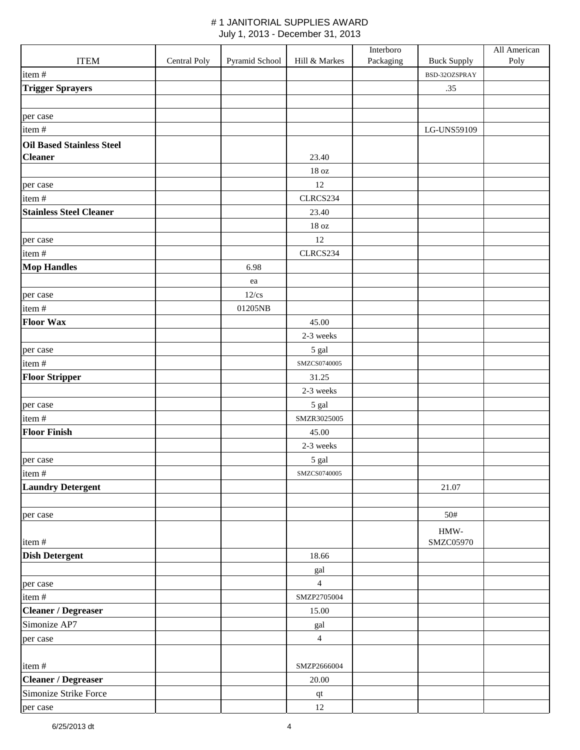# # 1 JANITORIAL SUPPLIES AWARD

July 1, 2013 - December 31, 2013

| ITEM | Central Poly | Pyramid School | Hill & Markes | Interboro Packaging | Buck Supply | All American Poly |
|---|---|---|---|---|---|---|
| item # | | | | | BSD-32OZSPRAY | |
| **Trigger Sprayers** | | | | | .35 | |
| | | | | | | |
| per case | | | | | | |
| item # | | | | | LG-UNS59109 | |
| **Oil Based Stainless Steel Cleaner** | | | 23.40 | | | |
| | | | 18 oz | | | |
| per case | | | 12 | | | |
| item # | | | CLRCS234 | | | |
| **Stainless Steel Cleaner** | | | 23.40 | | | |
| | | | 18 oz | | | |
| per case | | | 12 | | | |
| item # | | | CLRCS234 | | | |
| **Mop Handles** | | 6.98 | | | | |
| | | ea | | | | |
| per case | | 12/cs | | | | |
| item # | | 01205NB | | | | |
| **Floor Wax** | | | 45.00 | | | |
| | | | 2-3 weeks | | | |
| per case | | | 5 gal | | | |
| item # | | | SMZCS0740005 | | | |
| **Floor Stripper** | | | 31.25 | | | |
| | | | 2-3 weeks | | | |
| per case | | | 5 gal | | | |
| item # | | | SMZR3025005 | | | |
| **Floor Finish** | | | 45.00 | | | |
| | | | 2-3 weeks | | | |
| per case | | | 5 gal | | | |
| item # | | | SMZCS0740005 | | | |
| **Laundry Detergent** | | | | | 21.07 | |
| | | | | | | |
| per case | | | | | 50# | |
| item # | | | | | HMW-SMZC05970 | |
| **Dish Detergent** | | | 18.66 | | | |
| | | | gal | | | |
| per case | | | 4 | | | |
| item # | | | SMZP2705004 | | | |
| **Cleaner / Degreaser** | | | 15.00 | | | |
| Simonize AP7 | | | gal | | | |
| per case | | | 4 | | | |
| item # | | | SMZP2666004 | | | |
| **Cleaner / Degreaser** | | | 20.00 | | | |
| Simonize Strike Force | | | qt | | | |
| per case | | | 12 | | | |

6/25/2013 dt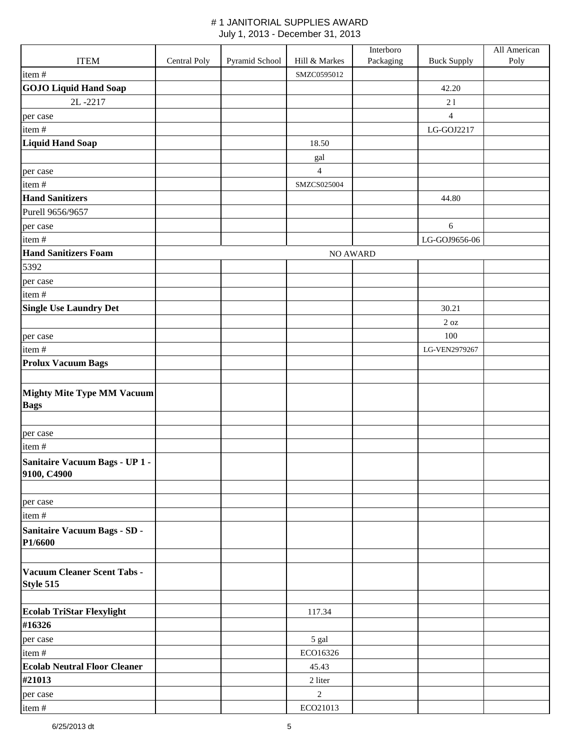# # 1 JANITORIAL SUPPLIES AWARD

July 1, 2013 - December 31, 2013

| ITEM | Central Poly | Pyramid School | Hill & Markes | Interboro Packaging | Buck Supply | All American Poly |
|---|---|---|---|---|---|---|
| item # | | | SMZC0595012 | | | |
| **GOJO Liquid Hand Soap** | | | | | 42.20 | |
| 2L -2217 | | | | | 2 l | |
| per case | | | | | 4 | |
| item # | | | | | LG-GOJ2217 | |
| **Liquid Hand Soap** | | | 18.50 | | | |
| | | | gal | | | |
| per case | | | 4 | | | |
| item # | | | SMZCS025004 | | | |
| **Hand Sanitizers** | | | | | 44.80 | |
| Purell 9656/9657 | | | | | | |
| per case | | | | | 6 | |
| item # | | | | | LG-GOJ9656-06 | |
| **Hand Sanitizers Foam** | NO AWARD | | | | | |
| 5392 | | | | | | |
| per case | | | | | | |
| item # | | | | | | |
| **Single Use Laundry Det** | | | | | 30.21 | |
| | | | | | 2 oz | |
| per case | | | | | 100 | |
| item # | | | | | LG-VEN2979267 | |
| **Prolux Vacuum Bags** | | | | | | |
| | | | | | | |
| **Mighty Mite Type MM Vacuum Bags** | | | | | | |
| | | | | | | |
| per case | | | | | | |
| item # | | | | | | |
| **Sanitaire Vacuum Bags - UP 1 - 9100, C4900** | | | | | | |
| | | | | | | |
| per case | | | | | | |
| item # | | | | | | |
| **Sanitaire Vacuum Bags - SD - P1/6600** | | | | | | |
| | | | | | | |
| **Vacuum Cleaner Scent Tabs - Style 515** | | | | | | |
| | | | | | | |
| **Ecolab TriStar Flexylight** | | | 117.34 | | | |
| **#16326** | | | | | | |
| per case | | | 5 gal | | | |
| item # | | | ECO16326 | | | |
| **Ecolab Neutral Floor Cleaner** | | | 45.43 | | | |
| **#21013** | | | 2 liter | | | |
| per case | | | 2 | | | |
| item # | | | ECO21013 | | | |

6/25/2013 dt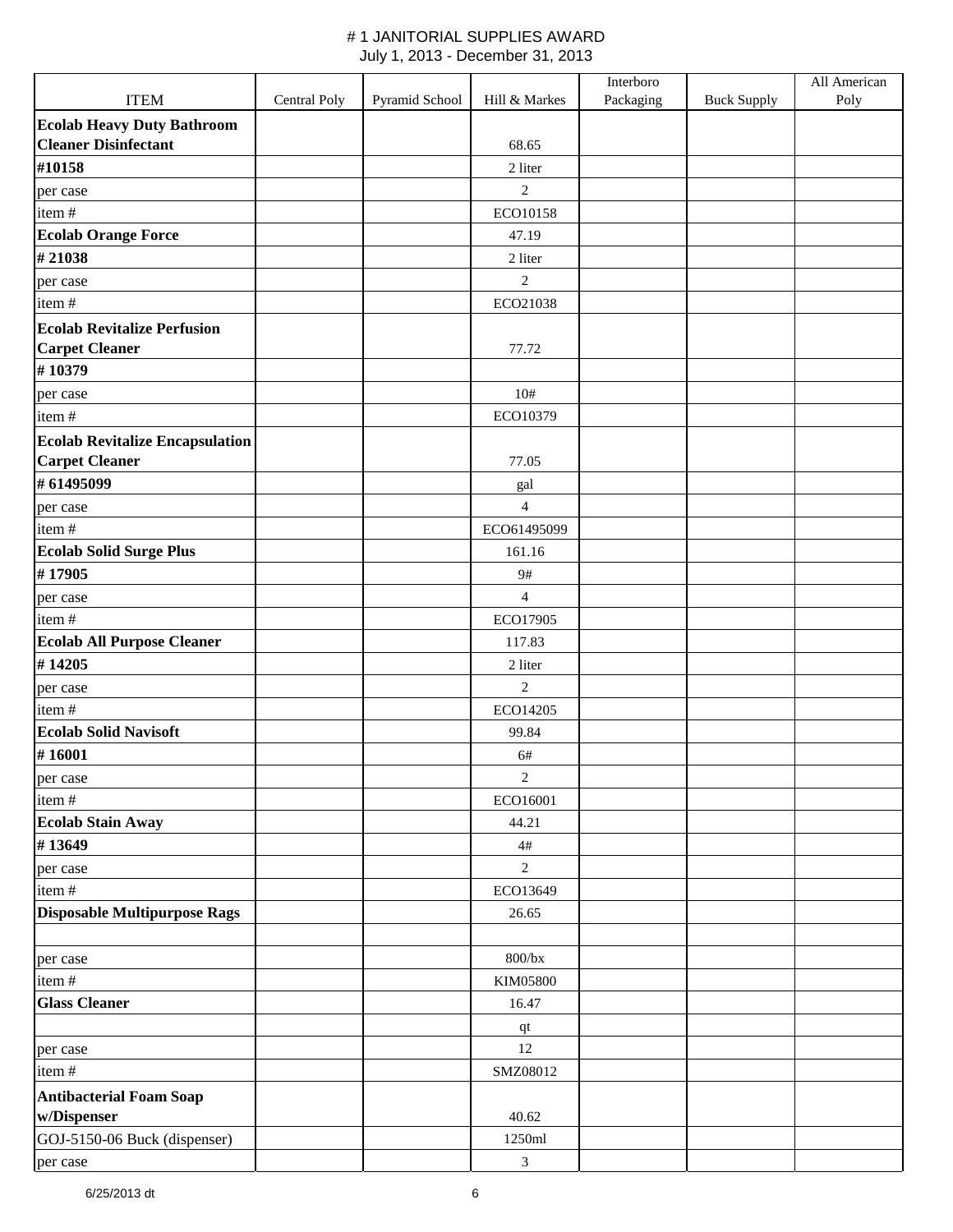# # 1 JANITORIAL SUPPLIES AWARD

July 1, 2013 - December 31, 2013

| ITEM | Central Poly | Pyramid School | Hill & Markes | Interboro Packaging | Buck Supply | All American Poly |
|---|---|---|---|---|---|---|
| **Ecolab Heavy Duty Bathroom Cleaner Disinfectant** | | | 68.65 | | | |
| **#10158** | | | 2 liter | | | |
| per case | | | 2 | | | |
| item # | | | ECO10158 | | | |
| **Ecolab Orange Force** | | | 47.19 | | | |
| **# 21038** | | | 2 liter | | | |
| per case | | | 2 | | | |
| item # | | | ECO21038 | | | |
| **Ecolab Revitalize Perfusion Carpet Cleaner** | | | 77.72 | | | |
| **# 10379** | | | | | | |
| per case | | | 10# | | | |
| item # | | | ECO10379 | | | |
| **Ecolab Revitalize Encapsulation Carpet Cleaner** | | | 77.05 | | | |
| **# 61495099** | | | gal | | | |
| per case | | | 4 | | | |
| item # | | | ECO61495099 | | | |
| **Ecolab Solid Surge Plus** | | | 161.16 | | | |
| **# 17905** | | | 9# | | | |
| per case | | | 4 | | | |
| item # | | | ECO17905 | | | |
| **Ecolab All Purpose Cleaner** | | | 117.83 | | | |
| **# 14205** | | | 2 liter | | | |
| per case | | | 2 | | | |
| item # | | | ECO14205 | | | |
| **Ecolab Solid Navisoft** | | | 99.84 | | | |
| **# 16001** | | | 6# | | | |
| per case | | | 2 | | | |
| item # | | | ECO16001 | | | |
| **Ecolab Stain Away** | | | 44.21 | | | |
| **# 13649** | | | 4# | | | |
| per case | | | 2 | | | |
| item # | | | ECO13649 | | | |
| **Disposable Multipurpose Rags** | | | 26.65 | | | |
| | | | | | | |
| per case | | | 800/bx | | | |
| item # | | | KIM05800 | | | |
| **Glass Cleaner** | | | 16.47 | | | |
| | | | qt | | | |
| per case | | | 12 | | | |
| item # | | | SMZ08012 | | | |
| **Antibacterial Foam Soap w/Dispenser** | | | 40.62 | | | |
| GOJ-5150-06 Buck (dispenser) | | | 1250ml | | | |
| per case | | | 3 | | | |

6/25/2013 dt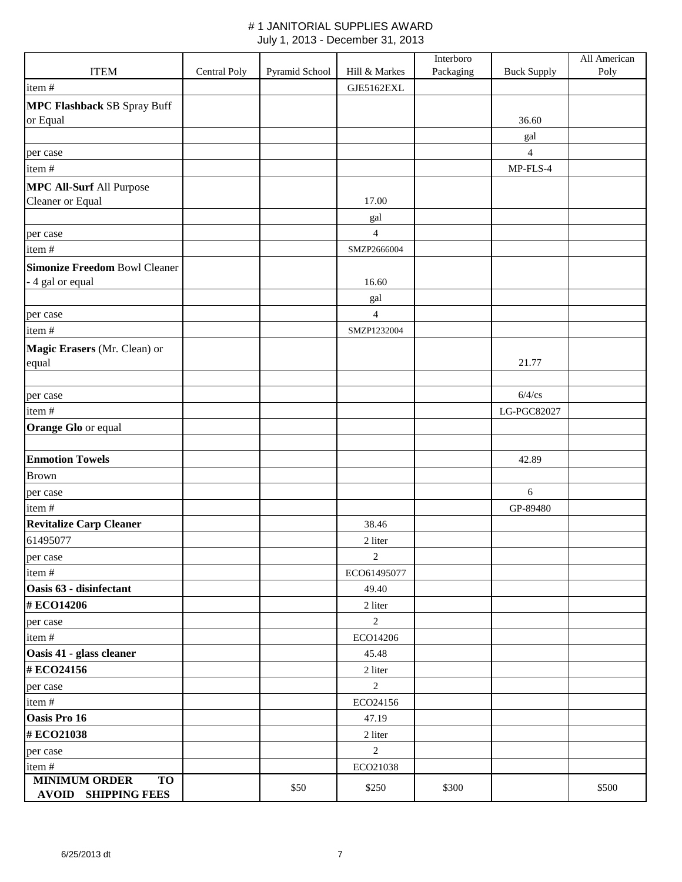# # 1 JANITORIAL SUPPLIES AWARD

July 1, 2013 - December 31, 2013

| ITEM | Central Poly | Pyramid School | Hill & Markes | Interboro Packaging | Buck Supply | All American Poly |
|---|---|---|---|---|---|---|
| item # | | | GJE5162EXL | | | |
| **MPC Flashback** SB Spray Buff or Equal | | | | | 36.60 | |
| | | | | | gal | |
| per case | | | | | 4 | |
| item # | | | | | MP-FLS-4 | |
| **MPC All-Surf** All Purpose Cleaner or Equal | | | 17.00 | | | |
| | | | gal | | | |
| per case | | | 4 | | | |
| item # | | | SMZP2666004 | | | |
| **Simonize Freedom** Bowl Cleaner - 4 gal or equal | | | 16.60 | | | |
| | | | gal | | | |
| per case | | | 4 | | | |
| item # | | | SMZP1232004 | | | |
| **Magic Erasers** (Mr. Clean) or equal | | | | | 21.77 | |
| | | | | | | |
| per case | | | | | 6/4/cs | |
| item # | | | | | LG-PGC82027 | |
| **Orange Glo** or equal | | | | | | |
| | | | | | | |
| **Enmotion Towels** | | | | | 42.89 | |
| Brown | | | | | | |
| per case | | | | | 6 | |
| item # | | | | | GP-89480 | |
| **Revitalize Carp Cleaner** | | | 38.46 | | | |
| 61495077 | | | 2 liter | | | |
| per case | | | 2 | | | |
| item # | | | ECO61495077 | | | |
| **Oasis 63 - disinfectant** | | | 49.40 | | | |
| **# ECO14206** | | | 2 liter | | | |
| per case | | | 2 | | | |
| item # | | | ECO14206 | | | |
| **Oasis 41 - glass cleaner** | | | 45.48 | | | |
| **# ECO24156** | | | 2 liter | | | |
| per case | | | 2 | | | |
| item # | | | ECO24156 | | | |
| **Oasis Pro 16** | | | 47.19 | | | |
| **# ECO21038** | | | 2 liter | | | |
| per case | | | 2 | | | |
| item # | | | ECO21038 | | | |
| **MINIMUM ORDER TO AVOID SHIPPING FEES** | | $50 | $250 | $300 | | $500 |

6/25/2013 dt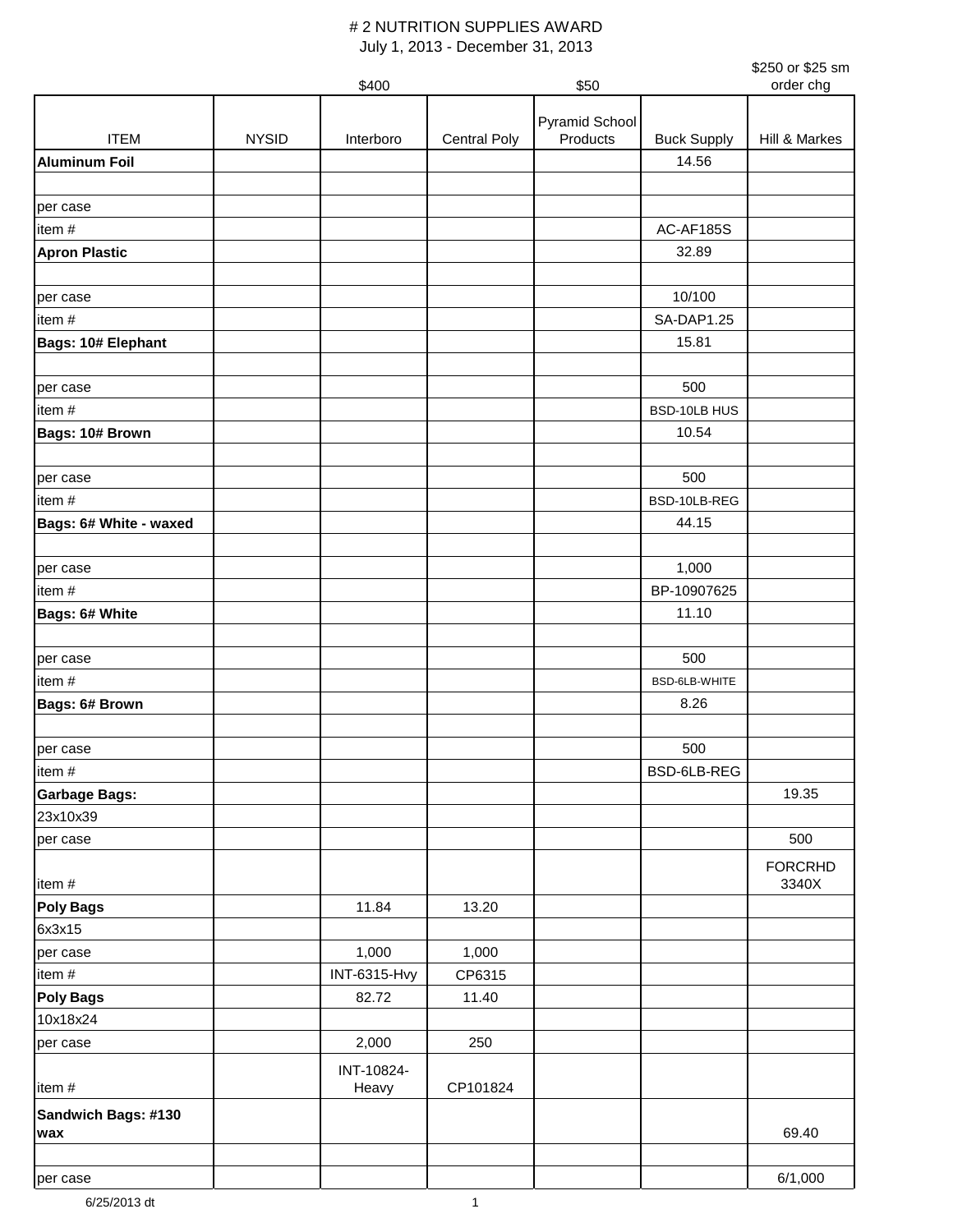# # 2 NUTRITION SUPPLIES AWARD

July 1, 2013 - December 31, 2013

| | | $400 | | $50 | | $250 or $25 sm order chg |
|---|---|---|---|---|---|---|
| ITEM | NYSID | Interboro | Central Poly | Pyramid School Products | Buck Supply | Hill & Markes |
| **Aluminum Foil** | | | | | 14.56 | |
| | | | | | | |
| per case | | | | | | |
| item # | | | | | AC-AF185S | |
| **Apron Plastic** | | | | | 32.89 | |
| | | | | | | |
| per case | | | | | 10/100 | |
| item # | | | | | SA-DAP1.25 | |
| **Bags: 10# Elephant** | | | | | 15.81 | |
| | | | | | | |
| per case | | | | | 500 | |
| item # | | | | | BSD-10LB HUS | |
| **Bags: 10# Brown** | | | | | 10.54 | |
| | | | | | | |
| per case | | | | | 500 | |
| item # | | | | | BSD-10LB-REG | |
| **Bags: 6# White - waxed** | | | | | 44.15 | |
| | | | | | | |
| per case | | | | | 1,000 | |
| item # | | | | | BP-10907625 | |
| **Bags: 6# White** | | | | | 11.10 | |
| | | | | | | |
| per case | | | | | 500 | |
| item # | | | | | BSD-6LB-WHITE | |
| **Bags: 6# Brown** | | | | | 8.26 | |
| | | | | | | |
| per case | | | | | 500 | |
| item # | | | | | BSD-6LB-REG | |
| **Garbage Bags:** | | | | | | 19.35 |
| 23x10x39 | | | | | | |
| per case | | | | | | 500 |
| item # | | | | | | FORCRHD 3340X |
| **Poly Bags** | | 11.84 | 13.20 | | | |
| 6x3x15 | | | | | | |
| per case | | 1,000 | 1,000 | | | |
| item # | | INT-6315-Hvy | CP6315 | | | |
| **Poly Bags** | | 82.72 | 11.40 | | | |
| 10x18x24 | | | | | | |
| per case | | 2,000 | 250 | | | |
| item # | | INT-10824-Heavy | CP101824 | | | |
| **Sandwich Bags: #130 wax** | | | | | | 69.40 |
| | | | | | | |
| per case | | | | | | 6/1,000 |

6/25/2013 dt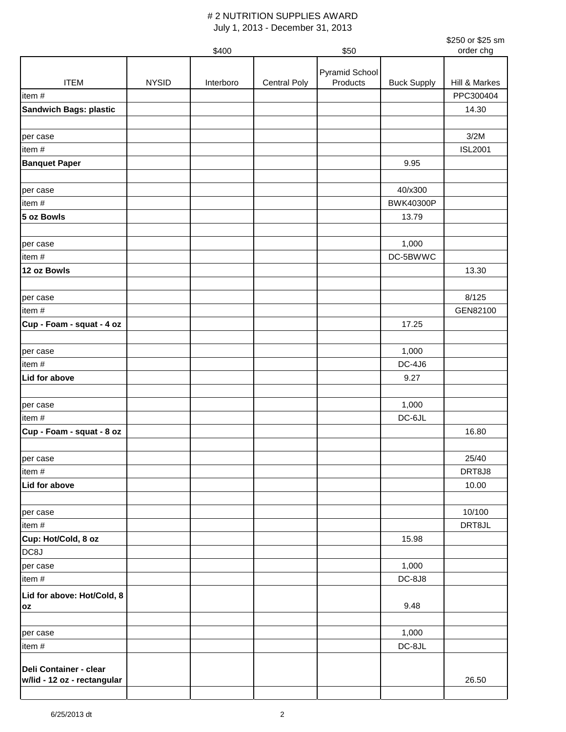# # 2 NUTRITION SUPPLIES AWARD

July 1, 2013 - December 31, 2013

| ITEM | NYSID | Interboro<br>$400 | Central Poly | Pyramid School Products<br>$50 | Buck Supply | Hill & Markes<br>$250 or $25 sm order chg |
|---|---|---|---|---|---|---|
| item # | | | | | | PPC300404 |
| **Sandwich Bags: plastic** | | | | | | 14.30 |
| | | | | | | |
| per case | | | | | | 3/2M |
| item # | | | | | | ISL2001 |
| **Banquet Paper** | | | | | 9.95 | |
| | | | | | | |
| per case | | | | | 40/x300 | |
| item # | | | | | BWK40300P | |
| **5 oz Bowls** | | | | | 13.79 | |
| | | | | | | |
| per case | | | | | 1,000 | |
| item # | | | | | DC-5BWWC | |
| **12 oz Bowls** | | | | | | 13.30 |
| | | | | | | |
| per case | | | | | | 8/125 |
| item # | | | | | | GEN82100 |
| **Cup - Foam - squat - 4 oz** | | | | | 17.25 | |
| | | | | | | |
| per case | | | | | 1,000 | |
| item # | | | | | DC-4J6 | |
| **Lid for above** | | | | | 9.27 | |
| | | | | | | |
| per case | | | | | 1,000 | |
| item # | | | | | DC-6JL | |
| **Cup - Foam - squat - 8 oz** | | | | | | 16.80 |
| | | | | | | |
| per case | | | | | | 25/40 |
| item # | | | | | | DRT8J8 |
| **Lid for above** | | | | | | 10.00 |
| | | | | | | |
| per case | | | | | | 10/100 |
| item # | | | | | | DRT8JL |
| **Cup: Hot/Cold, 8 oz** | | | | | 15.98 | |
| DC8J | | | | | | |
| per case | | | | | 1,000 | |
| item # | | | | | DC-8J8 | |
| **Lid for above: Hot/Cold, 8 oz** | | | | | 9.48 | |
| | | | | | | |
| per case | | | | | 1,000 | |
| item # | | | | | DC-8JL | |
| **Deli Container - clear w/lid - 12 oz - rectangular** | | | | | | 26.50 |
| | | | | | | |

6/25/2013 dt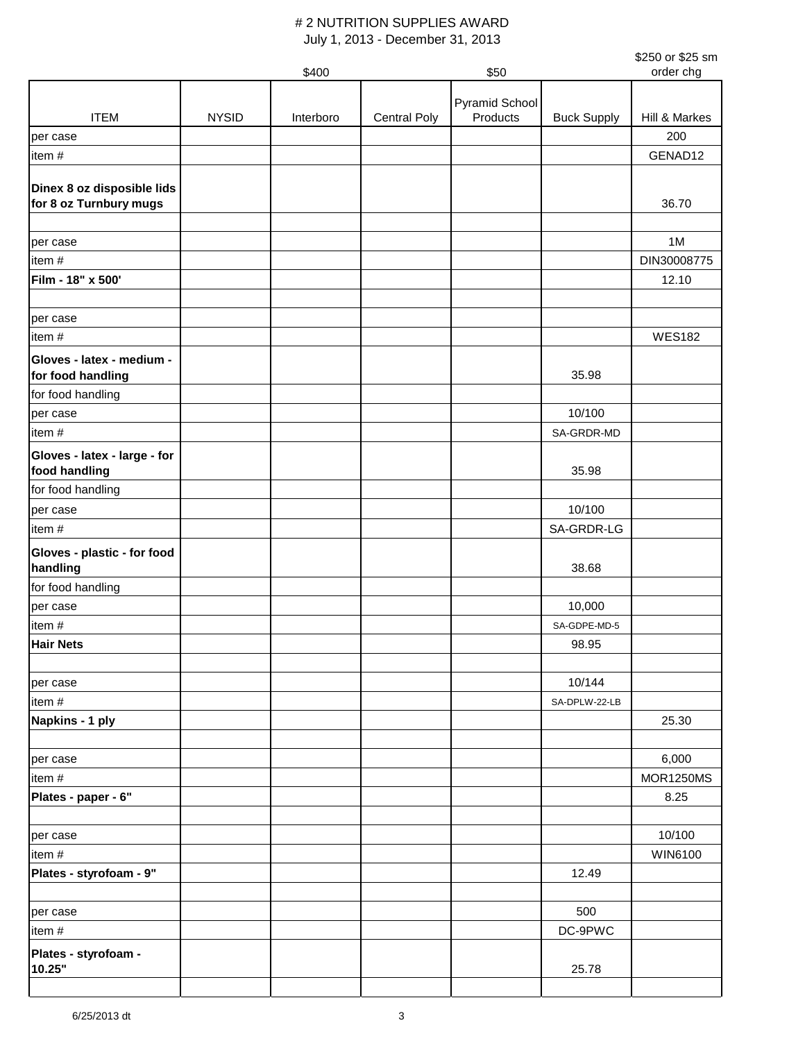# # 2 NUTRITION SUPPLIES AWARD

July 1, 2013 - December 31, 2013

| | | $400 | | $50 | | $250 or $25 sm order chg |
|---|---|---|---|---|---|---|
| ITEM | NYSID | Interboro | Central Poly | Pyramid School Products | Buck Supply | Hill & Markes |
| per case | | | | | | 200 |
| item # | | | | | | GENAD12 |
| **Dinex 8 oz disposible lids for 8 oz Turnbury mugs** | | | | | | 36.70 |
| | | | | | | |
| per case | | | | | | 1M |
| item # | | | | | | DIN30008775 |
| **Film - 18" x 500'** | | | | | | 12.10 |
| | | | | | | |
| per case | | | | | | |
| item # | | | | | | WES182 |
| **Gloves - latex - medium - for food handling** | | | | | 35.98 | |
| for food handling | | | | | | |
| per case | | | | | 10/100 | |
| item # | | | | | SA-GRDR-MD | |
| **Gloves - latex - large - for food handling** | | | | | 35.98 | |
| for food handling | | | | | | |
| per case | | | | | 10/100 | |
| item # | | | | | SA-GRDR-LG | |
| **Gloves - plastic - for food handling** | | | | | 38.68 | |
| for food handling | | | | | | |
| per case | | | | | 10,000 | |
| item # | | | | | SA-GDPE-MD-5 | |
| **Hair Nets** | | | | | 98.95 | |
| | | | | | | |
| per case | | | | | 10/144 | |
| item # | | | | | SA-DPLW-22-LB | |
| **Napkins - 1 ply** | | | | | | 25.30 |
| | | | | | | |
| per case | | | | | | 6,000 |
| item # | | | | | | MOR1250MS |
| **Plates - paper - 6"** | | | | | | 8.25 |
| | | | | | | |
| per case | | | | | | 10/100 |
| item # | | | | | | WIN6100 |
| **Plates - styrofoam - 9"** | | | | | 12.49 | |
| | | | | | | |
| per case | | | | | 500 | |
| item # | | | | | DC-9PWC | |
| **Plates - styrofoam - 10.25"** | | | | | 25.78 | |
| | | | | | | |

6/25/2013 dt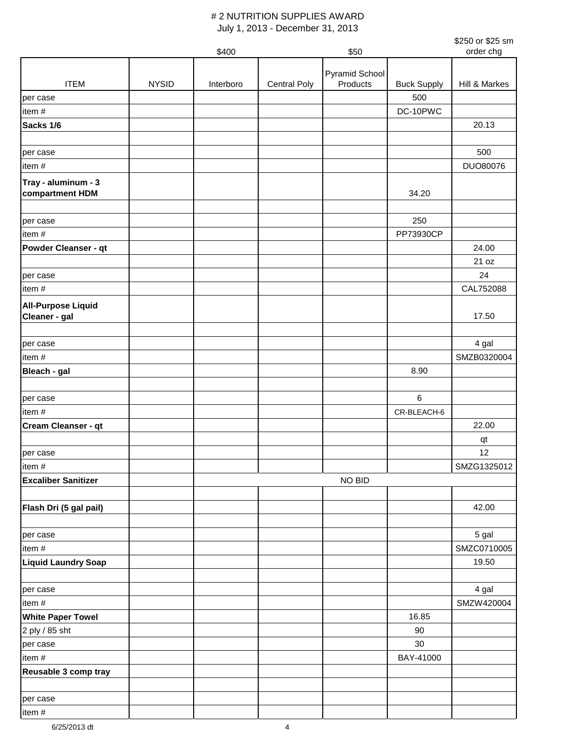# # 2 NUTRITION SUPPLIES AWARD

July 1, 2013 - December 31, 2013

| ITEM | NYSID | Interboro | Central Poly | Pyramid School Products | Buck Supply | Hill & Markes |
|---|---|---|---|---|---|---|
| | | $400 | | $50 | | $250 or $25 sm order chg |
| per case | | | | | 500 | |
| item # | | | | | DC-10PWC | |
| **Sacks 1/6** | | | | | | 20.13 |
| | | | | | | |
| per case | | | | | | 500 |
| item # | | | | | | DUO80076 |
| **Tray - aluminum - 3 compartment HDM** | | | | | 34.20 | |
| | | | | | | |
| per case | | | | | 250 | |
| item # | | | | | PP73930CP | |
| **Powder Cleanser - qt** | | | | | | 24.00 |
| | | | | | | 21 oz |
| per case | | | | | | 24 |
| item # | | | | | | CAL752088 |
| **All-Purpose Liquid Cleaner - gal** | | | | | | 17.50 |
| | | | | | | |
| per case | | | | | | 4 gal |
| item # | | | | | | SMZB0320004 |
| **Bleach - gal** | | | | | 8.90 | |
| | | | | | | |
| per case | | | | | 6 | |
| item # | | | | | CR-BLEACH-6 | |
| **Cream Cleanser - qt** | | | | | | 22.00 |
| | | | | | | qt |
| per case | | | | | | 12 |
| item # | | | | | | SMZG1325012 |
| **Excaliber Sanitizer** | | | | NO BID | | |
| | | | | | | |
| **Flash Dri (5 gal pail)** | | | | | | 42.00 |
| | | | | | | |
| per case | | | | | | 5 gal |
| item # | | | | | | SMZC0710005 |
| **Liquid Laundry Soap** | | | | | | 19.50 |
| | | | | | | |
| per case | | | | | | 4 gal |
| item # | | | | | | SMZW420004 |
| **White Paper Towel** | | | | | 16.85 | |
| 2 ply / 85 sht | | | | | 90 | |
| per case | | | | | 30 | |
| item # | | | | | BAY-41000 | |
| **Reusable 3 comp tray** | | | | | | |
| | | | | | | |
| per case | | | | | | |
| item # | | | | | | |

6/25/2013 dt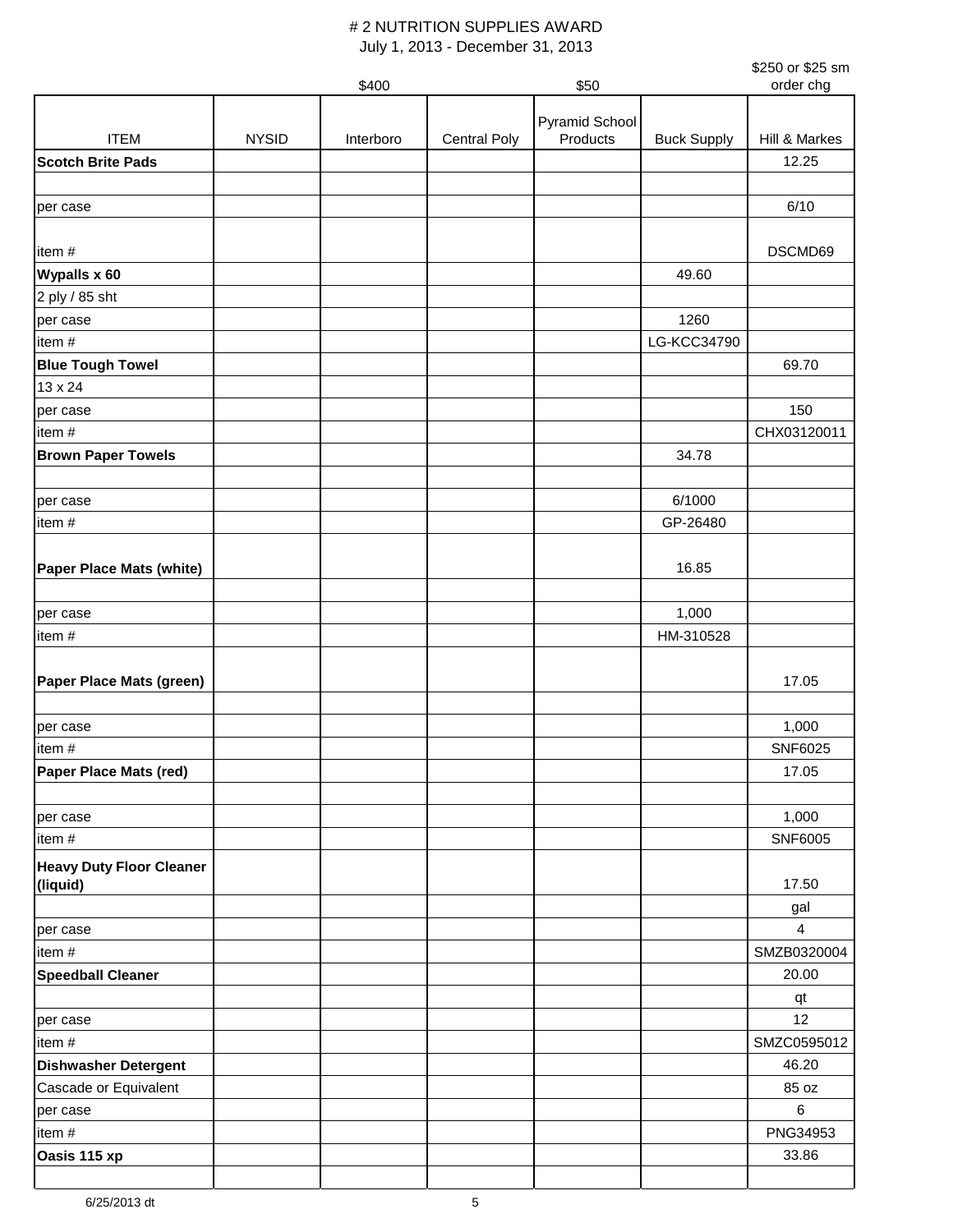# # 2 NUTRITION SUPPLIES AWARD

July 1, 2013 - December 31, 2013

| | | $400 | | $50 | | $250 or $25 sm order chg |
|---|---|---|---|---|---|---|
| ITEM | NYSID | Interboro | Central Poly | Pyramid School Products | Buck Supply | Hill & Markes |
| **Scotch Brite Pads** | | | | | | 12.25 |
| | | | | | | |
| per case | | | | | | 6/10 |
| item # | | | | | | DSCMD69 |
| **Wypalls x 60** | | | | | 49.60 | |
| 2 ply / 85 sht | | | | | | |
| per case | | | | | 1260 | |
| item # | | | | | LG-KCC34790 | |
| **Blue Tough Towel** | | | | | | 69.70 |
| 13 x 24 | | | | | | |
| per case | | | | | | 150 |
| item # | | | | | | CHX03120011 |
| **Brown Paper Towels** | | | | | 34.78 | |
| | | | | | | |
| per case | | | | | 6/1000 | |
| item # | | | | | GP-26480 | |
| **Paper Place Mats (white)** | | | | | 16.85 | |
| | | | | | | |
| per case | | | | | 1,000 | |
| item # | | | | | HM-310528 | |
| **Paper Place Mats (green)** | | | | | | 17.05 |
| | | | | | | |
| per case | | | | | | 1,000 |
| item # | | | | | | SNF6025 |
| **Paper Place Mats (red)** | | | | | | 17.05 |
| | | | | | | |
| per case | | | | | | 1,000 |
| item # | | | | | | SNF6005 |
| **Heavy Duty Floor Cleaner (liquid)** | | | | | | 17.50 |
| | | | | | | gal |
| per case | | | | | | 4 |
| item # | | | | | | SMZB0320004 |
| **Speedball Cleaner** | | | | | | 20.00 |
| | | | | | | qt |
| per case | | | | | | 12 |
| item # | | | | | | SMZC0595012 |
| **Dishwasher Detergent** | | | | | | 46.20 |
| Cascade or Equivalent | | | | | | 85 oz |
| per case | | | | | | 6 |
| item # | | | | | | PNG34953 |
| **Oasis 115 xp** | | | | | | 33.86 |
| | | | | | | |

6/25/2013 dt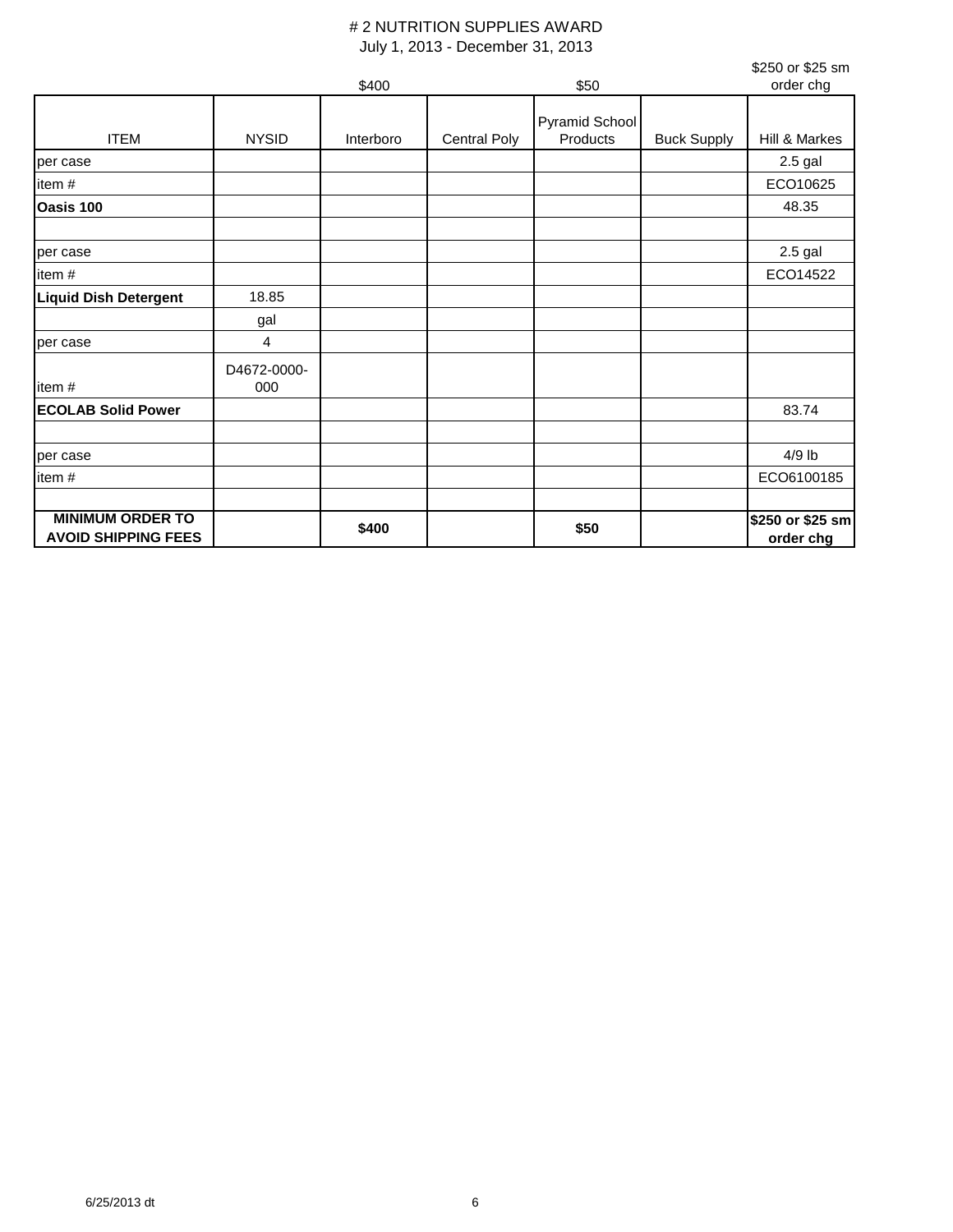# # 2 NUTRITION SUPPLIES AWARD

July 1, 2013 - December 31, 2013

| | | $400 | | $50 | | $250 or $25 sm order chg |
|---|---|---|---|---|---|---|
| ITEM | NYSID | Interboro | Central Poly | Pyramid School Products | Buck Supply | Hill & Markes |
| per case | | | | | | 2.5 gal |
| item # | | | | | | ECO10625 |
| **Oasis 100** | | | | | | 48.35 |
| | | | | | | |
| per case | | | | | | 2.5 gal |
| item # | | | | | | ECO14522 |
| **Liquid Dish Detergent** | 18.85 | | | | | |
| | gal | | | | | |
| per case | 4 | | | | | |
| item # | D4672-0000-000 | | | | | |
| **ECOLAB Solid Power** | | | | | | 83.74 |
| | | | | | | |
| per case | | | | | | 4/9 lb |
| item # | | | | | | ECO6100185 |
| | | | | | | |
| **MINIMUM ORDER TO AVOID SHIPPING FEES** | | **$400** | | **$50** | | **$250 or $25 sm order chg** |

6/25/2013 dt